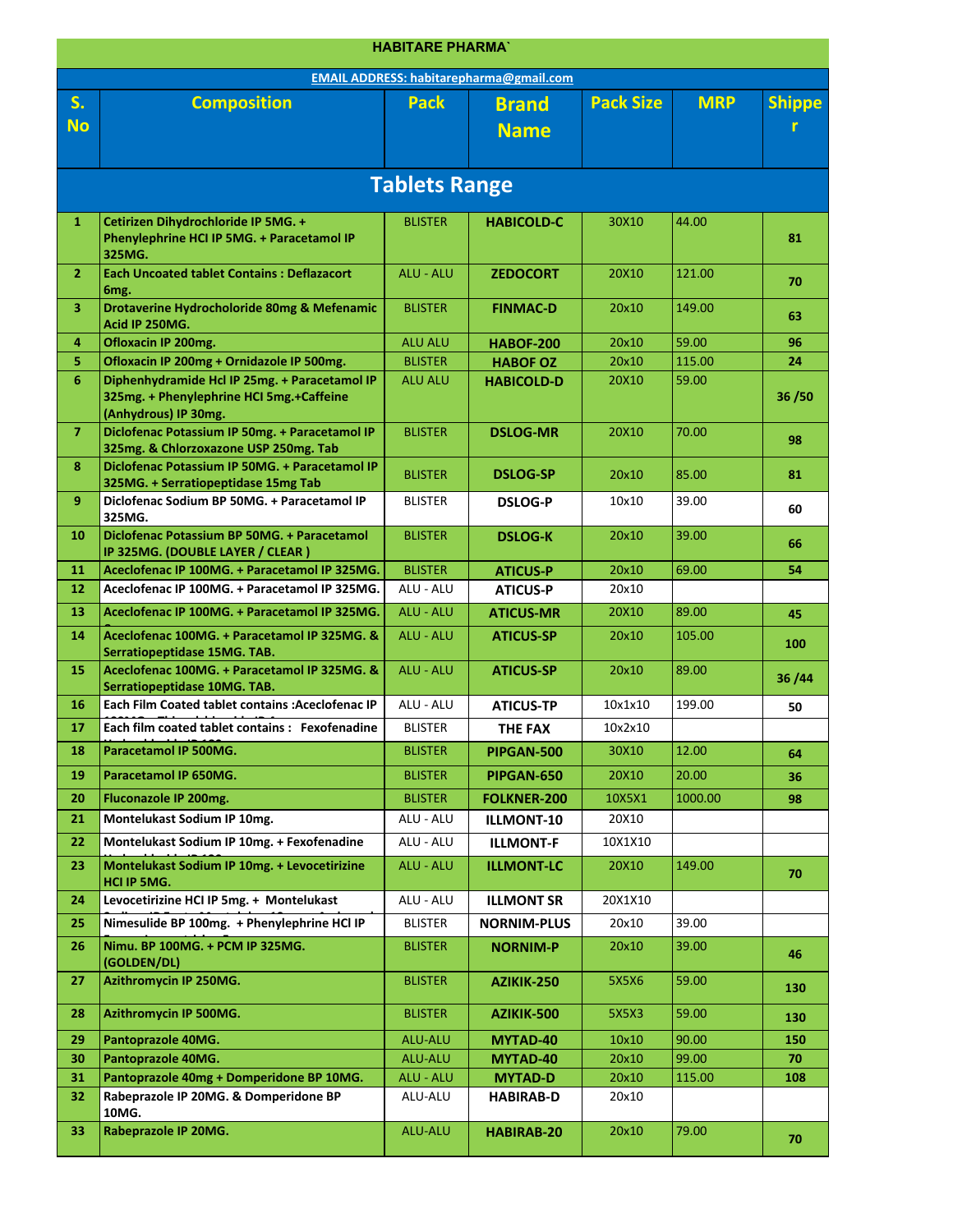# HABITARE PHARMA`

EMAIL ADDRESS: habitarepharma@gmail.com

| S. No | Composition | Pack | Brand Name | Pack Size | MRP | Shipper |
|---|---|---|---|---|---|---|
| | **Tablets Range** | | | | | |
| 1 | Cetirizen Dihydrochloride IP 5MG. + Phenylephrine HCl IP 5MG. + Paracetamol IP 325MG. | BLISTER | HABICOLD-C | 30X10 | 44.00 | 81 |
| 2 | Each Uncoated tablet Contains : Deflazacort 6mg. | ALU - ALU | ZEDOCORT | 20X10 | 121.00 | 70 |
| 3 | Drotaverine Hydrocholoride 80mg & Mefenamic Acid IP 250MG. | BLISTER | FINMAC-D | 20x10 | 149.00 | 63 |
| 4 | Ofloxacin IP 200mg. | ALU ALU | HABOF-200 | 20x10 | 59.00 | 96 |
| 5 | Ofloxacin IP 200mg + Ornidazole IP 500mg. | BLISTER | HABOF OZ | 20x10 | 115.00 | 24 |
| 6 | Diphenhydramide Hcl IP 25mg. + Paracetamol IP 325mg. + Phenylephrine HCl 5mg.+Caffeine (Anhydrous) IP 30mg. | ALU ALU | HABICOLD-D | 20X10 | 59.00 | 36 /50 |
| 7 | Diclofenac Potassium IP 50mg. + Paracetamol IP 325mg. & Chlorzoxazone USP 250mg. Tab | BLISTER | DSLOG-MR | 20X10 | 70.00 | 98 |
| 8 | Diclofenac Potassium IP 50MG. + Paracetamol IP 325MG. + Serratiopeptidase 15mg Tab | BLISTER | DSLOG-SP | 20x10 | 85.00 | 81 |
| 9 | Diclofenac Sodium BP 50MG. + Paracetamol IP 325MG. | BLISTER | DSLOG-P | 10x10 | 39.00 | 60 |
| 10 | Diclofenac Potassium BP 50MG. + Paracetamol IP 325MG. (DOUBLE LAYER / CLEAR ) | BLISTER | DSLOG-K | 20x10 | 39.00 | 66 |
| 11 | Aceclofenac IP 100MG. + Paracetamol IP 325MG. | BLISTER | ATICUS-P | 20x10 | 69.00 | 54 |
| 12 | Aceclofenac IP 100MG. + Paracetamol IP 325MG. | ALU - ALU | ATICUS-P | 20x10 | | |
| 13 | Aceclofenac IP 100MG. + Paracetamol IP 325MG. | ALU - ALU | ATICUS-MR | 20X10 | 89.00 | 45 |
| 14 | Aceclofenac 100MG. + Paracetamol IP 325MG. & Serratiopeptidase 15MG. TAB. | ALU - ALU | ATICUS-SP | 20x10 | 105.00 | 100 |
| 15 | Aceclofenac 100MG. + Paracetamol IP 325MG. & Serratiopeptidase 10MG. TAB. | ALU - ALU | ATICUS-SP | 20x10 | 89.00 | 36 /44 |
| 16 | Each Film Coated tablet contains :Aceclofenac IP | ALU - ALU | ATICUS-TP | 10x1x10 | 199.00 | 50 |
| 17 | Each film coated tablet contains : Fexofenadine | BLISTER | THE FAX | 10x2x10 | | |
| 18 | Paracetamol IP 500MG. | BLISTER | PIPGAN-500 | 30X10 | 12.00 | 64 |
| 19 | Paracetamol IP 650MG. | BLISTER | PIPGAN-650 | 20X10 | 20.00 | 36 |
| 20 | Fluconazole IP 200mg. | BLISTER | FOLKNER-200 | 10X5X1 | 1000.00 | 98 |
| 21 | Montelukast Sodium IP 10mg. | ALU - ALU | ILLMONT-10 | 20X10 | | |
| 22 | Montelukast Sodium IP 10mg. + Fexofenadine | ALU - ALU | ILLMONT-F | 10X1X10 | | |
| 23 | Montelukast Sodium IP 10mg. + Levocetirizine HCl IP 5MG. | ALU - ALU | ILLMONT-LC | 20X10 | 149.00 | 70 |
| 24 | Levocetirizine HCl IP 5mg. + Montelukast | ALU - ALU | ILLMONT SR | 20X1X10 | | |
| 25 | Nimesulide BP 100mg. + Phenylephrine HCl IP | BLISTER | NORNIM-PLUS | 20x10 | 39.00 | |
| 26 | Nimu. BP 100MG. + PCM IP 325MG. (GOLDEN/DL) | BLISTER | NORNIM-P | 20x10 | 39.00 | 46 |
| 27 | Azithromycin IP 250MG. | BLISTER | AZIKIK-250 | 5X5X6 | 59.00 | 130 |
| 28 | Azithromycin IP 500MG. | BLISTER | AZIKIK-500 | 5X5X3 | 59.00 | 130 |
| 29 | Pantoprazole 40MG. | ALU-ALU | MYTAD-40 | 10x10 | 90.00 | 150 |
| 30 | Pantoprazole 40MG. | ALU-ALU | MYTAD-40 | 20x10 | 99.00 | 70 |
| 31 | Pantoprazole 40mg + Domperidone BP 10MG. | ALU - ALU | MYTAD-D | 20x10 | 115.00 | 108 |
| 32 | Rabeprazole IP 20MG. & Domperidone BP 10MG. | ALU-ALU | HABIRAB-D | 20x10 | | |
| 33 | Rabeprazole IP 20MG. | ALU-ALU | HABIRAB-20 | 20x10 | 79.00 | 70 |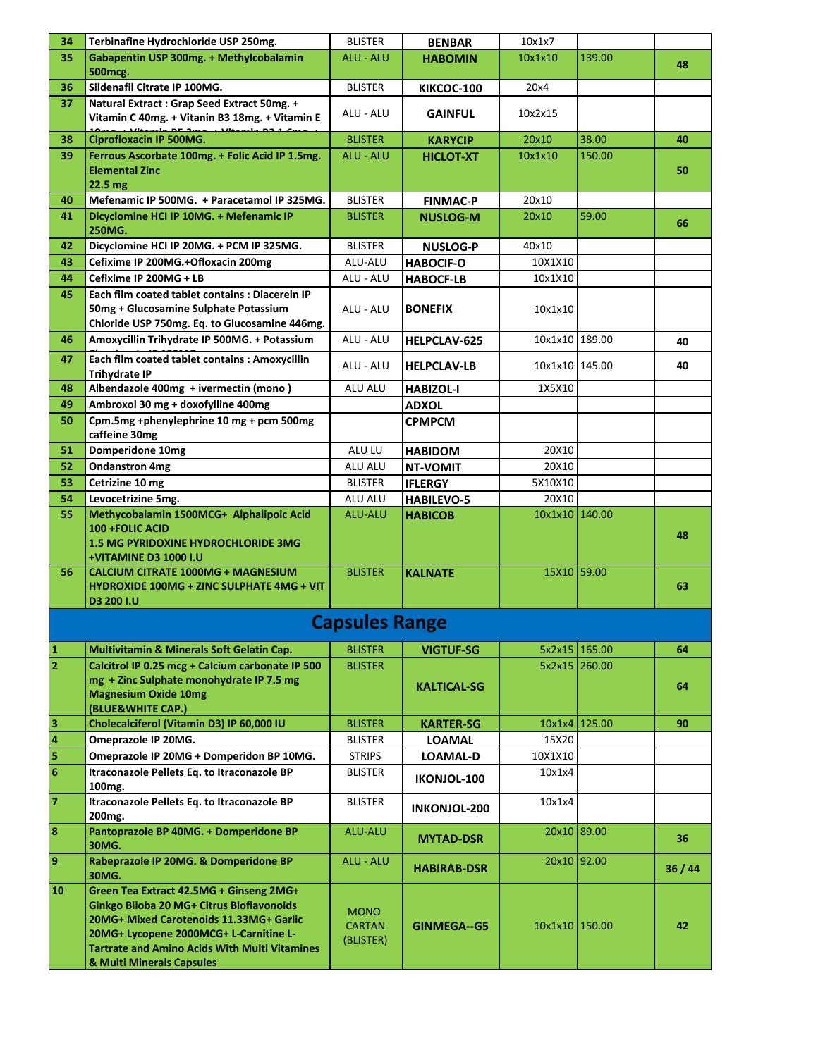| | | | | | | |
|---|---|---|---|---|---|---|
| 34 | Terbinafine Hydrochloride USP 250mg. | BLISTER | BENBAR | 10x1x7 | | |
| 35 | Gabapentin USP 300mg. + Methylcobalamin 500mcg. | ALU - ALU | HABOMIN | 10x1x10 | 139.00 | 48 |
| 36 | Sildenafil Citrate IP 100MG. | BLISTER | KIKCOC-100 | 20x4 | | |
| 37 | Natural Extract : Grap Seed Extract 50mg. + Vitamin C 40mg. + Vitanin B3 18mg. + Vitamin E | ALU - ALU | GAINFUL | 10x2x15 | | |
| 38 | Ciprofloxacin IP 500MG. | BLISTER | KARYCIP | 20x10 | 38.00 | 40 |
| 39 | Ferrous Ascorbate 100mg. + Folic Acid IP 1.5mg. Elemental Zinc 22.5 mg | ALU - ALU | HICLOT-XT | 10x1x10 | 150.00 | 50 |
| 40 | Mefenamic IP 500MG. + Paracetamol IP 325MG. | BLISTER | FINMAC-P | 20x10 | | |
| 41 | Dicyclomine HCl IP 10MG. + Mefenamic IP 250MG. | BLISTER | NUSLOG-M | 20x10 | 59.00 | 66 |
| 42 | Dicyclomine HCl IP 20MG. + PCM IP 325MG. | BLISTER | NUSLOG-P | 40x10 | | |
| 43 | Cefixime IP 200MG.+Ofloxacin 200mg | ALU-ALU | HABOCIF-O | 10X1X10 | | |
| 44 | Cefixime IP 200MG + LB | ALU - ALU | HABOCF-LB | 10x1X10 | | |
| 45 | Each film coated tablet contains : Diacerein IP 50mg + Glucosamine Sulphate Potassium Chloride USP 750mg. Eq. to Glucosamine 446mg. | ALU - ALU | BONEFIX | 10x1x10 | | |
| 46 | Amoxycillin Trihydrate IP 500MG. + Potassium | ALU - ALU | HELPCLAV-625 | 10x1x10 | 189.00 | 40 |
| 47 | Each film coated tablet contains : Amoxycillin Trihydrate IP | ALU - ALU | HELPCLAV-LB | 10x1x10 | 145.00 | 40 |
| 48 | Albendazole 400mg + ivermectin (mono ) | ALU ALU | HABIZOL-I | 1X5X10 | | |
| 49 | Ambroxol 30 mg + doxofylline 400mg | | ADXOL | | | |
| 50 | Cpm.5mg +phenylephrine 10 mg + pcm 500mg caffeine 30mg | | CPMPCM | | | |
| 51 | Domperidone 10mg | ALU LU | HABIDOM | 20X10 | | |
| 52 | Ondanstron 4mg | ALU ALU | NT-VOMIT | 20X10 | | |
| 53 | Cetrizine 10 mg | BLISTER | IFLERGY | 5X10X10 | | |
| 54 | Levocetrizine 5mg. | ALU ALU | HABILEVO-5 | 20X10 | | |
| 55 | Methycobalamin 1500MCG+ Alphalipoic Acid 100 +FOLIC ACID 1.5 MG PYRIDOXINE HYDROCHLORIDE 3MG +VITAMINE D3 1000 I.U | ALU-ALU | HABICOB | 10x1x10 | 140.00 | 48 |
| 56 | CALCIUM CITRATE 1000MG + MAGNESIUM HYDROXIDE 100MG + ZINC SULPHATE 4MG + VIT D3 200 I.U | BLISTER | KALNATE | 15X10 | 59.00 | 63 |

## Capsules Range

| | | | | | | |
|---|---|---|---|---|---|---|
| 1 | Multivitamin & Minerals Soft Gelatin Cap. | BLISTER | VIGTUF-SG | 5x2x15 | 165.00 | 64 |
| 2 | Calcitrol IP 0.25 mcg + Calcium carbonate IP 500 mg + Zinc Sulphate monohydrate IP 7.5 mg Magnesium Oxide 10mg (BLUE&WHITE CAP.) | BLISTER | KALTICAL-SG | 5x2x15 | 260.00 | 64 |
| 3 | Cholecalciferol (Vitamin D3) IP 60,000 IU | BLISTER | KARTER-SG | 10x1x4 | 125.00 | 90 |
| 4 | Omeprazole IP 20MG. | BLISTER | LOAMAL | 15X20 | | |
| 5 | Omeprazole IP 20MG + Domperidon BP 10MG. | STRIPS | LOAMAL-D | 10X1X10 | | |
| 6 | Itraconazole Pellets Eq. to Itraconazole BP 100mg. | BLISTER | IKONJOL-100 | 10x1x4 | | |
| 7 | Itraconazole Pellets Eq. to Itraconazole BP 200mg. | BLISTER | INKONJOL-200 | 10x1x4 | | |
| 8 | Pantoprazole BP 40MG. + Domperidone BP 30MG. | ALU-ALU | MYTAD-DSR | 20x10 | 89.00 | 36 |
| 9 | Rabeprazole IP 20MG. & Domperidone BP 30MG. | ALU - ALU | HABIRAB-DSR | 20x10 | 92.00 | 36 / 44 |
| 10 | Green Tea Extract 42.5MG + Ginseng 2MG+ Ginkgo Biloba 20 MG+ Citrus Bioflavonoids 20MG+ Mixed Carotenoids 11.33MG+ Garlic 20MG+ Lycopene 2000MCG+ L-Carnitine L-Tartrate and Amino Acids With Multi Vitamines & Multi Minerals Capsules | MONO CARTAN (BLISTER) | GINMEGA--G5 | 10x1x10 | 150.00 | 42 |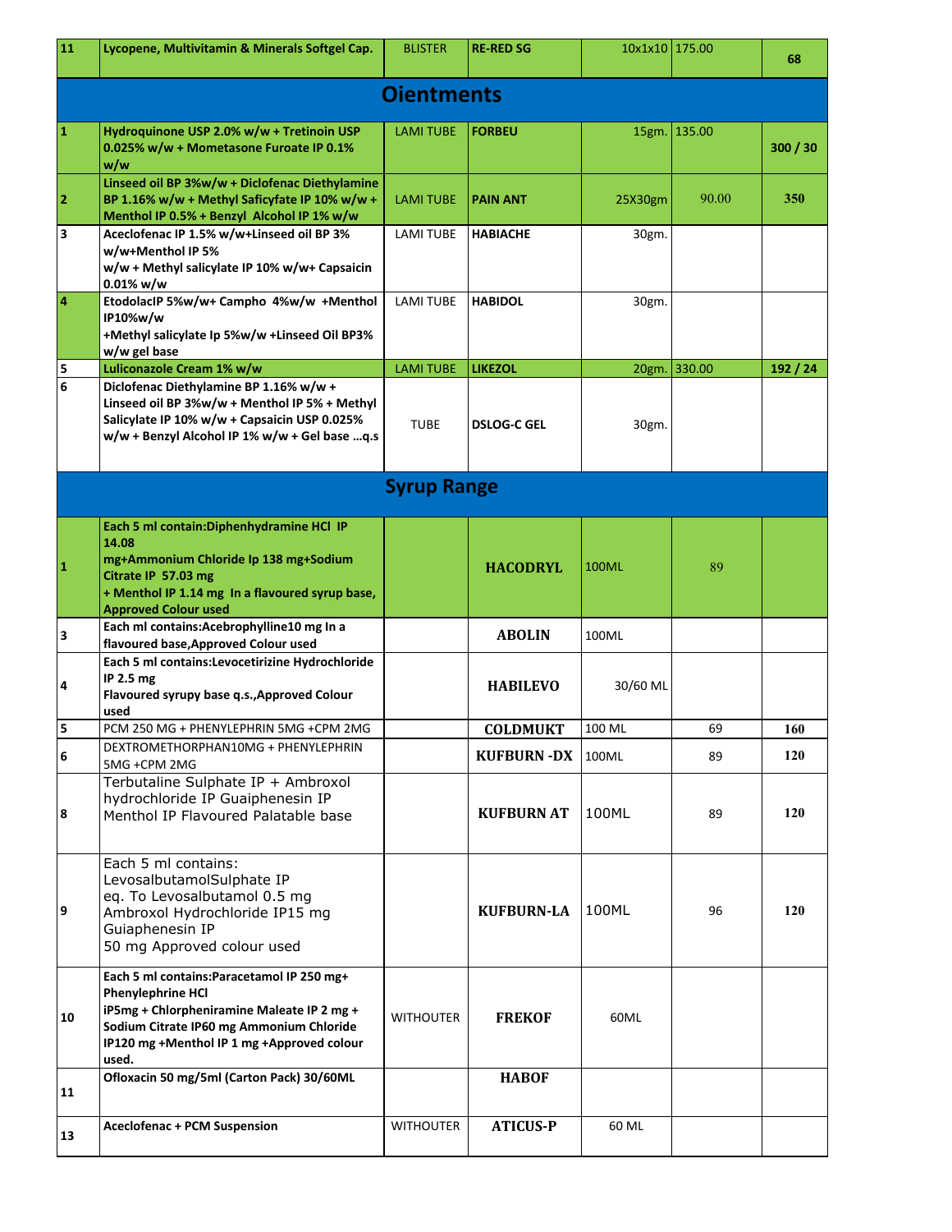| | | | | | | |
|---|---|---|---|---|---|---|
| 11 | Lycopene, Multivitamin & Minerals Softgel Cap. | BLISTER | RE-RED SG | 10x1x10 | 175.00 | 68 |

## Oientments

| | | | | | | |
|---|---|---|---|---|---|---|
| 1 | Hydroquinone USP 2.0% w/w + Tretinoin USP 0.025% w/w + Mometasone Furoate IP 0.1% w/w | LAMI TUBE | FORBEU | 15gm. | 135.00 | 300 / 30 |
| 2 | Linseed oil BP 3%w/w + Diclofenac Diethylamine BP 1.16% w/w + Methyl Saficyfate IP 10% w/w + Menthol IP 0.5% + Benzyl Alcohol IP 1% w/w | LAMI TUBE | PAIN ANT | 25X30gm | 90.00 | 350 |
| 3 | Aceclofenac IP 1.5% w/w+Linseed oil BP 3% w/w+Menthol IP 5% w/w + Methyl salicylate IP 10% w/w+ Capsaicin 0.01% w/w | LAMI TUBE | HABIACHE | 30gm. | | |
| 4 | EtodolacIP 5%w/w+ Campho 4%w/w +Menthol IP10%w/w +Methyl salicylate Ip 5%w/w +Linseed Oil BP3% w/w gel base | LAMI TUBE | HABIDOL | 30gm. | | |
| 5 | Luliconazole Cream 1% w/w | LAMI TUBE | LIKEZOL | 20gm. | 330.00 | 192 / 24 |
| 6 | Diclofenac Diethylamine BP 1.16% w/w + Linseed oil BP 3%w/w + Menthol IP 5% + Methyl Salicylate IP 10% w/w + Capsaicin USP 0.025% w/w + Benzyl Alcohol IP 1% w/w + Gel base …q.s | TUBE | DSLOG-C GEL | 30gm. | | |

## Syrup Range

| | | | | | | |
|---|---|---|---|---|---|---|
| 1 | Each 5 ml contain:Diphenhydramine HCl IP 14.08 mg+Ammonium Chloride Ip 138 mg+Sodium Citrate IP 57.03 mg + Menthol IP 1.14 mg In a flavoured syrup base, Approved Colour used | | HACODRYL | 100ML | 89 | |
| 3 | Each ml contains:Acebrophylline10 mg In a flavoured base,Approved Colour used | | ABOLIN | 100ML | | |
| 4 | Each 5 ml contains:Levocetirizine Hydrochloride IP 2.5 mg Flavoured syrupy base q.s.,Approved Colour used | | HABILEVO | 30/60 ML | | |
| 5 | PCM 250 MG + PHENYLEPHRIN 5MG +CPM 2MG | | COLDMUKT | 100 ML | 69 | 160 |
| 6 | DEXTROMETHORPHAN10MG + PHENYLEPHRIN 5MG +CPM 2MG | | KUFBURN -DX | 100ML | 89 | 120 |
| 8 | Terbutaline Sulphate IP + Ambroxol hydrochloride IP Guaiphenesin IP Menthol IP Flavoured Palatable base | | KUFBURN AT | 100ML | 89 | 120 |
| 9 | Each 5 ml contains: LevosalbutamolSulphate IP eq. To Levosalbutamol 0.5 mg Ambroxol Hydrochloride IP15 mg Guiaphenesin IP 50 mg Approved colour used | | KUFBURN-LA | 100ML | 96 | 120 |
| 10 | Each 5 ml contains:Paracetamol IP 250 mg+ Phenylephrine HCl iP5mg + Chlorpheniramine Maleate IP 2 mg + Sodium Citrate IP60 mg Ammonium Chloride IP120 mg +Menthol IP 1 mg +Approved colour used. | WITHOUTER | FREKOF | 60ML | | |
| 11 | Ofloxacin 50 mg/5ml (Carton Pack) 30/60ML | | HABOF | | | |
| 13 | Aceclofenac + PCM Suspension | WITHOUTER | ATICUS-P | 60 ML | | |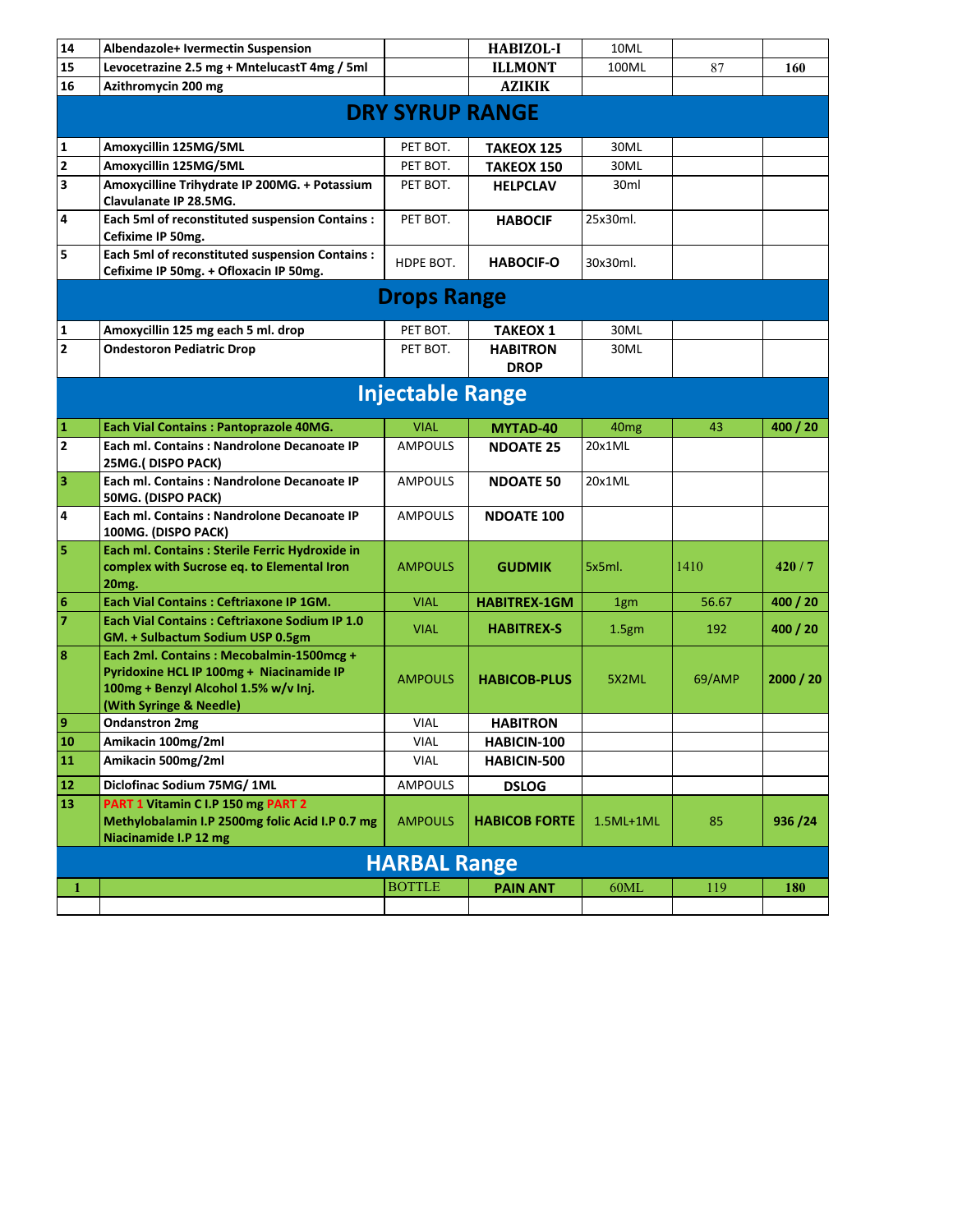| | | | | | | |
|---|---|---|---|---|---|---|
| 14 | Albendazole+ Ivermectin Suspension | | HABIZOL-I | 10ML | | |
| 15 | Levocetrazine 2.5 mg + MntelucastT 4mg / 5ml | | ILLMONT | 100ML | 87 | 160 |
| 16 | Azithromycin 200 mg | | AZIKIK | | | |
| **DRY SYRUP RANGE** | | | | | | |
| 1 | Amoxycillin 125MG/5ML | PET BOT. | TAKEOX 125 | 30ML | | |
| 2 | Amoxycillin 125MG/5ML | PET BOT. | TAKEOX 150 | 30ML | | |
| 3 | Amoxycilline Trihydrate IP 200MG. + Potassium Clavulanate IP 28.5MG. | PET BOT. | HELPCLAV | 30ml | | |
| 4 | Each 5ml of reconstituted suspension Contains : Cefixime IP 50mg. | PET BOT. | HABOCIF | 25x30ml. | | |
| 5 | Each 5ml of reconstituted suspension Contains : Cefixime IP 50mg. + Ofloxacin IP 50mg. | HDPE BOT. | HABOCIF-O | 30x30ml. | | |
| **Drops Range** | | | | | | |
| 1 | Amoxycillin 125 mg each 5 ml. drop | PET BOT. | TAKEOX 1 | 30ML | | |
| 2 | Ondestoron Pediatric Drop | PET BOT. | HABITRON DROP | 30ML | | |
| **Injectable Range** | | | | | | |
| 1 | Each Vial Contains : Pantoprazole 40MG. | VIAL | MYTAD-40 | 40mg | 43 | 400 / 20 |
| 2 | Each ml. Contains : Nandrolone Decanoate IP 25MG.( DISPO PACK) | AMPOULS | NDOATE 25 | 20x1ML | | |
| 3 | Each ml. Contains : Nandrolone Decanoate IP 50MG. (DISPO PACK) | AMPOULS | NDOATE 50 | 20x1ML | | |
| 4 | Each ml. Contains : Nandrolone Decanoate IP 100MG. (DISPO PACK) | AMPOULS | NDOATE 100 | | | |
| 5 | Each ml. Contains : Sterile Ferric Hydroxide in complex with Sucrose eq. to Elemental Iron 20mg. | AMPOULS | GUDMIK | 5x5ml. | 1410 | 420 / 7 |
| 6 | Each Vial Contains : Ceftriaxone IP 1GM. | VIAL | HABITREX-1GM | 1gm | 56.67 | 400 / 20 |
| 7 | Each Vial Contains : Ceftriaxone Sodium IP 1.0 GM. + Sulbactum Sodium USP 0.5gm | VIAL | HABITREX-S | 1.5gm | 192 | 400 / 20 |
| 8 | Each 2ml. Contains : Mecobalmin-1500mcg + Pyridoxine HCL IP 100mg + Niacinamide IP 100mg + Benzyl Alcohol 1.5% w/v Inj. (With Syringe & Needle) | AMPOULS | HABICOB-PLUS | 5X2ML | 69/AMP | 2000 / 20 |
| 9 | Ondanstron 2mg | VIAL | HABITRON | | | |
| 10 | Amikacin 100mg/2ml | VIAL | HABICIN-100 | | | |
| 11 | Amikacin 500mg/2ml | VIAL | HABICIN-500 | | | |
| 12 | Diclofinac Sodium 75MG/ 1ML | AMPOULS | DSLOG | | | |
| 13 | PART 1 Vitamin C I.P 150 mg PART 2 Methylobalamin I.P 2500mg folic Acid I.P 0.7 mg Niacinamide I.P 12 mg | AMPOULS | HABICOB FORTE | 1.5ML+1ML | 85 | 936 /24 |
| **HARBAL Range** | | | | | | |
| 1 | | BOTTLE | PAIN ANT | 60ML | 119 | 180 |
| | | | | | | |